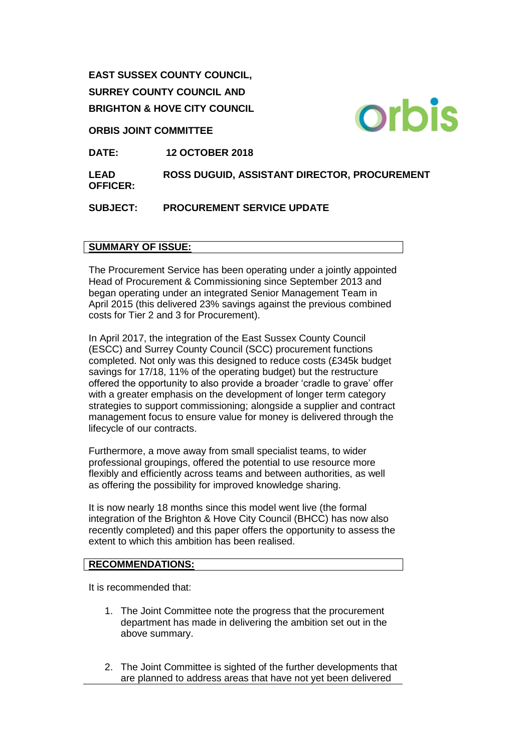**EAST SUSSEX COUNTY COUNCIL,**

**SURREY COUNTY COUNCIL AND**

**BRIGHTON & HOVE CITY COUNCIL**

**ORBIS JOINT COMMITTEE**

**DATE:** **12 OCTOBER 2018**

**LEAD OFFICER:** **ROSS DUGUID, ASSISTANT DIRECTOR, PROCUREMENT**

**SUBJECT:** **PROCUREMENT SERVICE UPDATE**

## SUMMARY OF ISSUE:

The Procurement Service has been operating under a jointly appointed Head of Procurement & Commissioning since September 2013 and began operating under an integrated Senior Management Team in April 2015 (this delivered 23% savings against the previous combined costs for Tier 2 and 3 for Procurement).

In April 2017, the integration of the East Sussex County Council (ESCC) and Surrey County Council (SCC) procurement functions completed. Not only was this designed to reduce costs (£345k budget savings for 17/18, 11% of the operating budget) but the restructure offered the opportunity to also provide a broader 'cradle to grave' offer with a greater emphasis on the development of longer term category strategies to support commissioning; alongside a supplier and contract management focus to ensure value for money is delivered through the lifecycle of our contracts.

Furthermore, a move away from small specialist teams, to wider professional groupings, offered the potential to use resource more flexibly and efficiently across teams and between authorities, as well as offering the possibility for improved knowledge sharing.

It is now nearly 18 months since this model went live (the formal integration of the Brighton & Hove City Council (BHCC) has now also recently completed) and this paper offers the opportunity to assess the extent to which this ambition has been realised.

## RECOMMENDATIONS:

It is recommended that:

1. The Joint Committee note the progress that the procurement department has made in delivering the ambition set out in the above summary.

2. The Joint Committee is sighted of the further developments that are planned to address areas that have not yet been delivered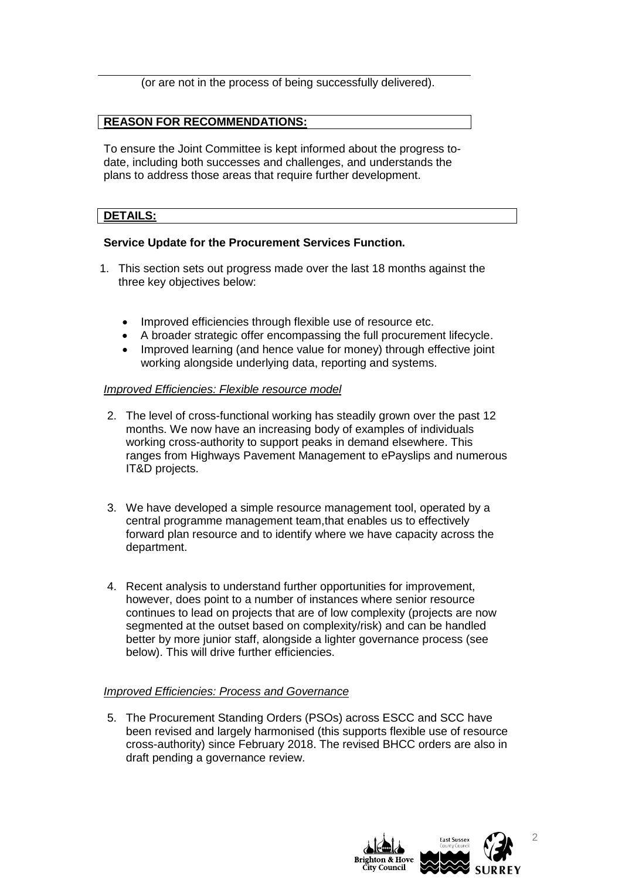(or are not in the process of being successfully delivered).

**REASON FOR RECOMMENDATIONS:**

To ensure the Joint Committee is kept informed about the progress to-date, including both successes and challenges, and understands the plans to address those areas that require further development.

**DETAILS:**

**Service Update for the Procurement Services Function.**

1. This section sets out progress made over the last 18 months against the three key objectives below:

   - Improved efficiencies through flexible use of resource etc.
   - A broader strategic offer encompassing the full procurement lifecycle.
   - Improved learning (and hence value for money) through effective joint working alongside underlying data, reporting and systems.

*Improved Efficiencies: Flexible resource model*

2. The level of cross-functional working has steadily grown over the past 12 months. We now have an increasing body of examples of individuals working cross-authority to support peaks in demand elsewhere. This ranges from Highways Pavement Management to ePayslips and numerous IT&D projects.

3. We have developed a simple resource management tool, operated by a central programme management team,that enables us to effectively forward plan resource and to identify where we have capacity across the department.

4. Recent analysis to understand further opportunities for improvement, however, does point to a number of instances where senior resource continues to lead on projects that are of low complexity (projects are now segmented at the outset based on complexity/risk) and can be handled better by more junior staff, alongside a lighter governance process (see below). This will drive further efficiencies.

*Improved Efficiencies: Process and Governance*

5. The Procurement Standing Orders (PSOs) across ESCC and SCC have been revised and largely harmonised (this supports flexible use of resource cross-authority) since February 2018. The revised BHCC orders are also in draft pending a governance review.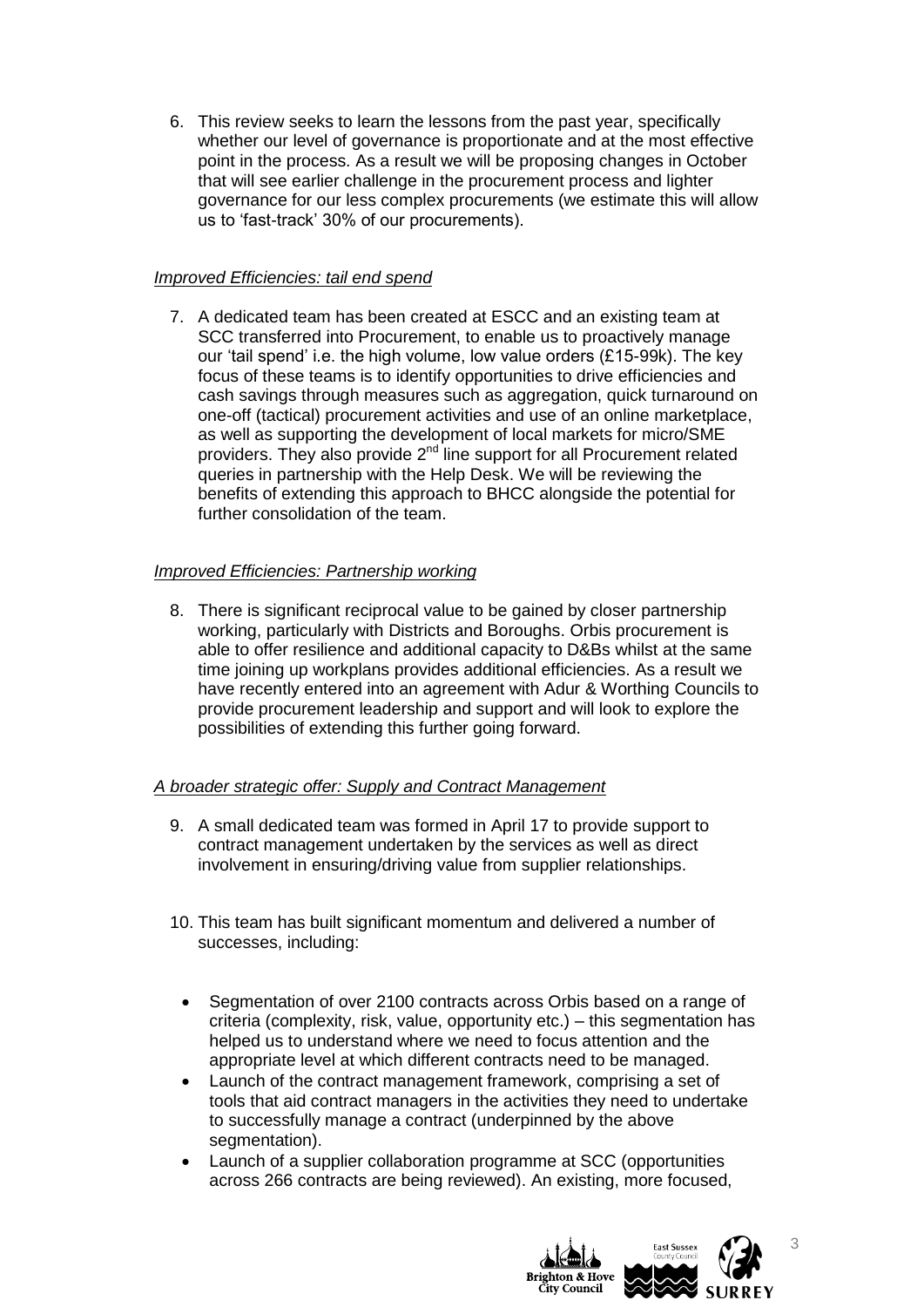6. This review seeks to learn the lessons from the past year, specifically whether our level of governance is proportionate and at the most effective point in the process. As a result we will be proposing changes in October that will see earlier challenge in the procurement process and lighter governance for our less complex procurements (we estimate this will allow us to 'fast-track' 30% of our procurements).

*Improved Efficiencies: tail end spend*

7. A dedicated team has been created at ESCC and an existing team at SCC transferred into Procurement, to enable us to proactively manage our 'tail spend' i.e. the high volume, low value orders (£15-99k). The key focus of these teams is to identify opportunities to drive efficiencies and cash savings through measures such as aggregation, quick turnaround on one-off (tactical) procurement activities and use of an online marketplace, as well as supporting the development of local markets for micro/SME providers. They also provide 2nd line support for all Procurement related queries in partnership with the Help Desk. We will be reviewing the benefits of extending this approach to BHCC alongside the potential for further consolidation of the team.

*Improved Efficiencies: Partnership working*

8. There is significant reciprocal value to be gained by closer partnership working, particularly with Districts and Boroughs. Orbis procurement is able to offer resilience and additional capacity to D&Bs whilst at the same time joining up workplans provides additional efficiencies. As a result we have recently entered into an agreement with Adur & Worthing Councils to provide procurement leadership and support and will look to explore the possibilities of extending this further going forward.

*A broader strategic offer: Supply and Contract Management*

9. A small dedicated team was formed in April 17 to provide support to contract management undertaken by the services as well as direct involvement in ensuring/driving value from supplier relationships.

10. This team has built significant momentum and delivered a number of successes, including:

- Segmentation of over 2100 contracts across Orbis based on a range of criteria (complexity, risk, value, opportunity etc.) – this segmentation has helped us to understand where we need to focus attention and the appropriate level at which different contracts need to be managed.
- Launch of the contract management framework, comprising a set of tools that aid contract managers in the activities they need to undertake to successfully manage a contract (underpinned by the above segmentation).
- Launch of a supplier collaboration programme at SCC (opportunities across 266 contracts are being reviewed). An existing, more focused,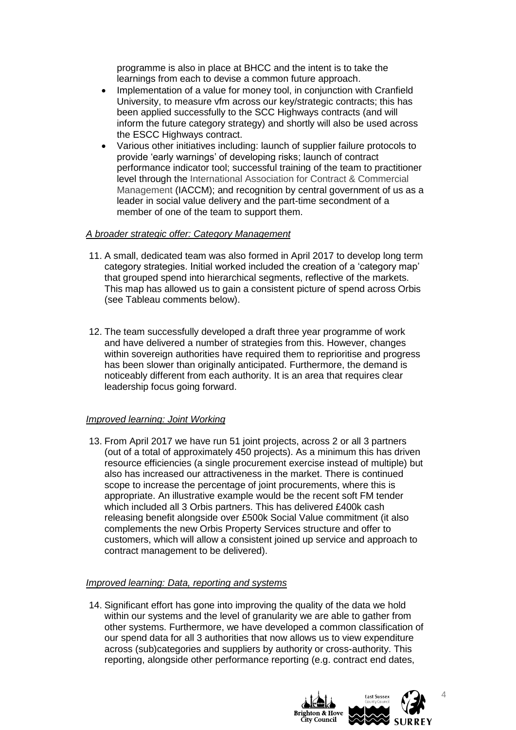programme is also in place at BHCC and the intent is to take the learnings from each to devise a common future approach.

- Implementation of a value for money tool, in conjunction with Cranfield University, to measure vfm across our key/strategic contracts; this has been applied successfully to the SCC Highways contracts (and will inform the future category strategy) and shortly will also be used across the ESCC Highways contract.
- Various other initiatives including: launch of supplier failure protocols to provide 'early warnings' of developing risks; launch of contract performance indicator tool; successful training of the team to practitioner level through the International Association for Contract & Commercial Management (IACCM); and recognition by central government of us as a leader in social value delivery and the part-time secondment of a member of one of the team to support them.

*A broader strategic offer: Category Management*

11. A small, dedicated team was also formed in April 2017 to develop long term category strategies. Initial worked included the creation of a 'category map' that grouped spend into hierarchical segments, reflective of the markets. This map has allowed us to gain a consistent picture of spend across Orbis (see Tableau comments below).

12. The team successfully developed a draft three year programme of work and have delivered a number of strategies from this. However, changes within sovereign authorities have required them to reprioritise and progress has been slower than originally anticipated. Furthermore, the demand is noticeably different from each authority. It is an area that requires clear leadership focus going forward.

*Improved learning: Joint Working*

13. From April 2017 we have run 51 joint projects, across 2 or all 3 partners (out of a total of approximately 450 projects). As a minimum this has driven resource efficiencies (a single procurement exercise instead of multiple) but also has increased our attractiveness in the market. There is continued scope to increase the percentage of joint procurements, where this is appropriate. An illustrative example would be the recent soft FM tender which included all 3 Orbis partners. This has delivered £400k cash releasing benefit alongside over £500k Social Value commitment (it also complements the new Orbis Property Services structure and offer to customers, which will allow a consistent joined up service and approach to contract management to be delivered).

*Improved learning: Data, reporting and systems*

14. Significant effort has gone into improving the quality of the data we hold within our systems and the level of granularity we are able to gather from other systems. Furthermore, we have developed a common classification of our spend data for all 3 authorities that now allows us to view expenditure across (sub)categories and suppliers by authority or cross-authority. This reporting, alongside other performance reporting (e.g. contract end dates,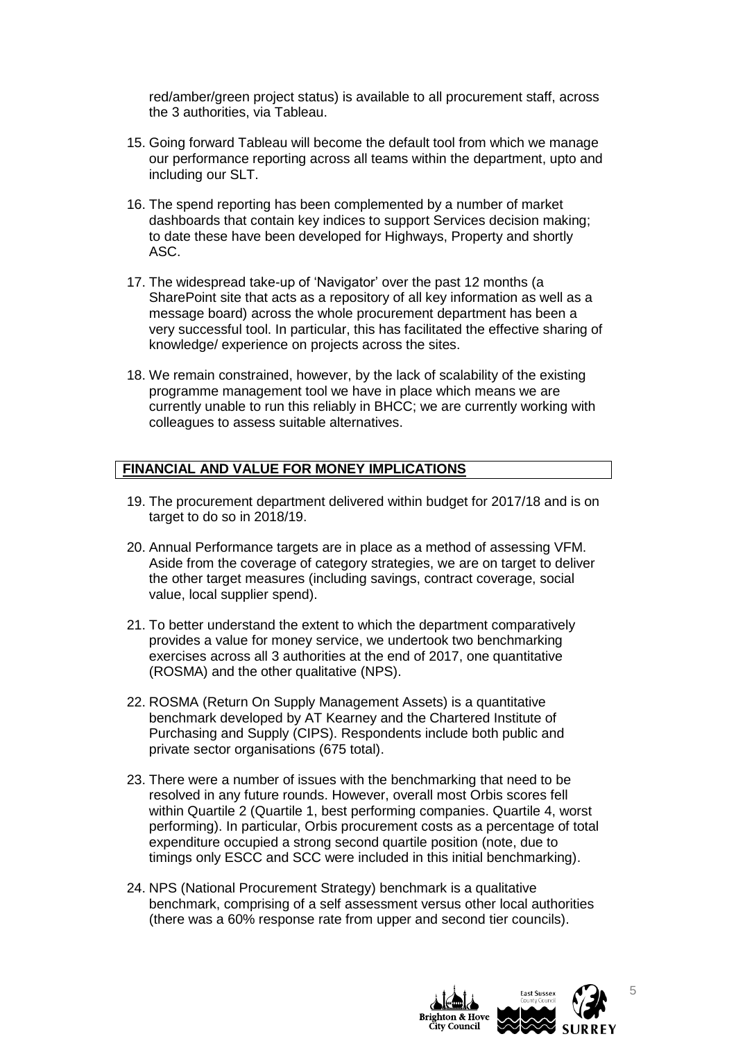red/amber/green project status) is available to all procurement staff, across the 3 authorities, via Tableau.

15. Going forward Tableau will become the default tool from which we manage our performance reporting across all teams within the department, upto and including our SLT.

16. The spend reporting has been complemented by a number of market dashboards that contain key indices to support Services decision making; to date these have been developed for Highways, Property and shortly ASC.

17. The widespread take-up of 'Navigator' over the past 12 months (a SharePoint site that acts as a repository of all key information as well as a message board) across the whole procurement department has been a very successful tool. In particular, this has facilitated the effective sharing of knowledge/ experience on projects across the sites.

18. We remain constrained, however, by the lack of scalability of the existing programme management tool we have in place which means we are currently unable to run this reliably in BHCC; we are currently working with colleagues to assess suitable alternatives.

## FINANCIAL AND VALUE FOR MONEY IMPLICATIONS

19. The procurement department delivered within budget for 2017/18 and is on target to do so in 2018/19.

20. Annual Performance targets are in place as a method of assessing VFM. Aside from the coverage of category strategies, we are on target to deliver the other target measures (including savings, contract coverage, social value, local supplier spend).

21. To better understand the extent to which the department comparatively provides a value for money service, we undertook two benchmarking exercises across all 3 authorities at the end of 2017, one quantitative (ROSMA) and the other qualitative (NPS).

22. ROSMA (Return On Supply Management Assets) is a quantitative benchmark developed by AT Kearney and the Chartered Institute of Purchasing and Supply (CIPS). Respondents include both public and private sector organisations (675 total).

23. There were a number of issues with the benchmarking that need to be resolved in any future rounds. However, overall most Orbis scores fell within Quartile 2 (Quartile 1, best performing companies. Quartile 4, worst performing). In particular, Orbis procurement costs as a percentage of total expenditure occupied a strong second quartile position (note, due to timings only ESCC and SCC were included in this initial benchmarking).

24. NPS (National Procurement Strategy) benchmark is a qualitative benchmark, comprising of a self assessment versus other local authorities (there was a 60% response rate from upper and second tier councils).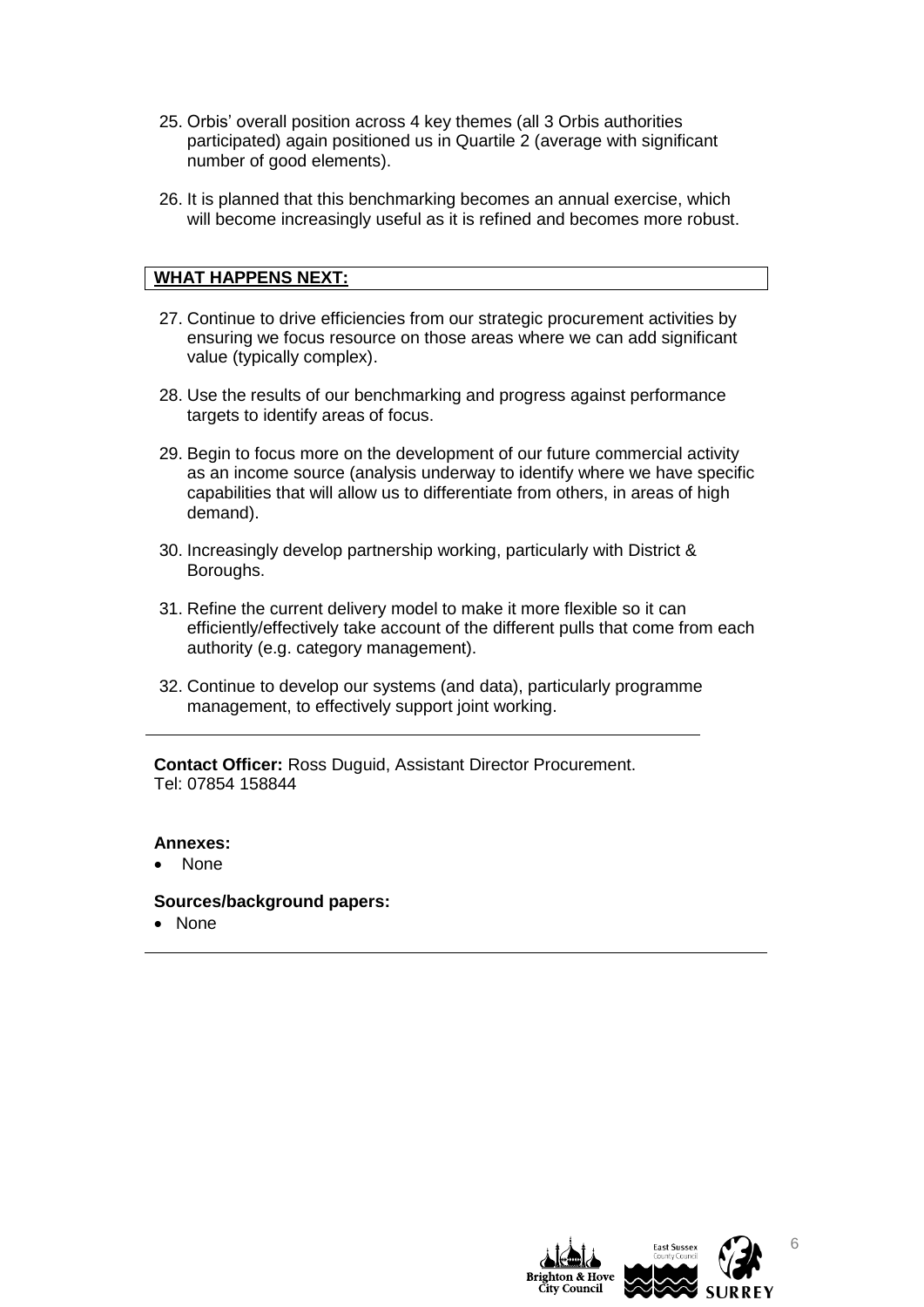25. Orbis' overall position across 4 key themes (all 3 Orbis authorities participated) again positioned us in Quartile 2 (average with significant number of good elements).

26. It is planned that this benchmarking becomes an annual exercise, which will become increasingly useful as it is refined and becomes more robust.

**WHAT HAPPENS NEXT:**

27. Continue to drive efficiencies from our strategic procurement activities by ensuring we focus resource on those areas where we can add significant value (typically complex).

28. Use the results of our benchmarking and progress against performance targets to identify areas of focus.

29. Begin to focus more on the development of our future commercial activity as an income source (analysis underway to identify where we have specific capabilities that will allow us to differentiate from others, in areas of high demand).

30. Increasingly develop partnership working, particularly with District & Boroughs.

31. Refine the current delivery model to make it more flexible so it can efficiently/effectively take account of the different pulls that come from each authority (e.g. category management).

32. Continue to develop our systems (and data), particularly programme management, to effectively support joint working.

---

**Contact Officer:** Ross Duguid, Assistant Director Procurement.
Tel: 07854 158844

**Annexes:**

- None

**Sources/background papers:**

- None